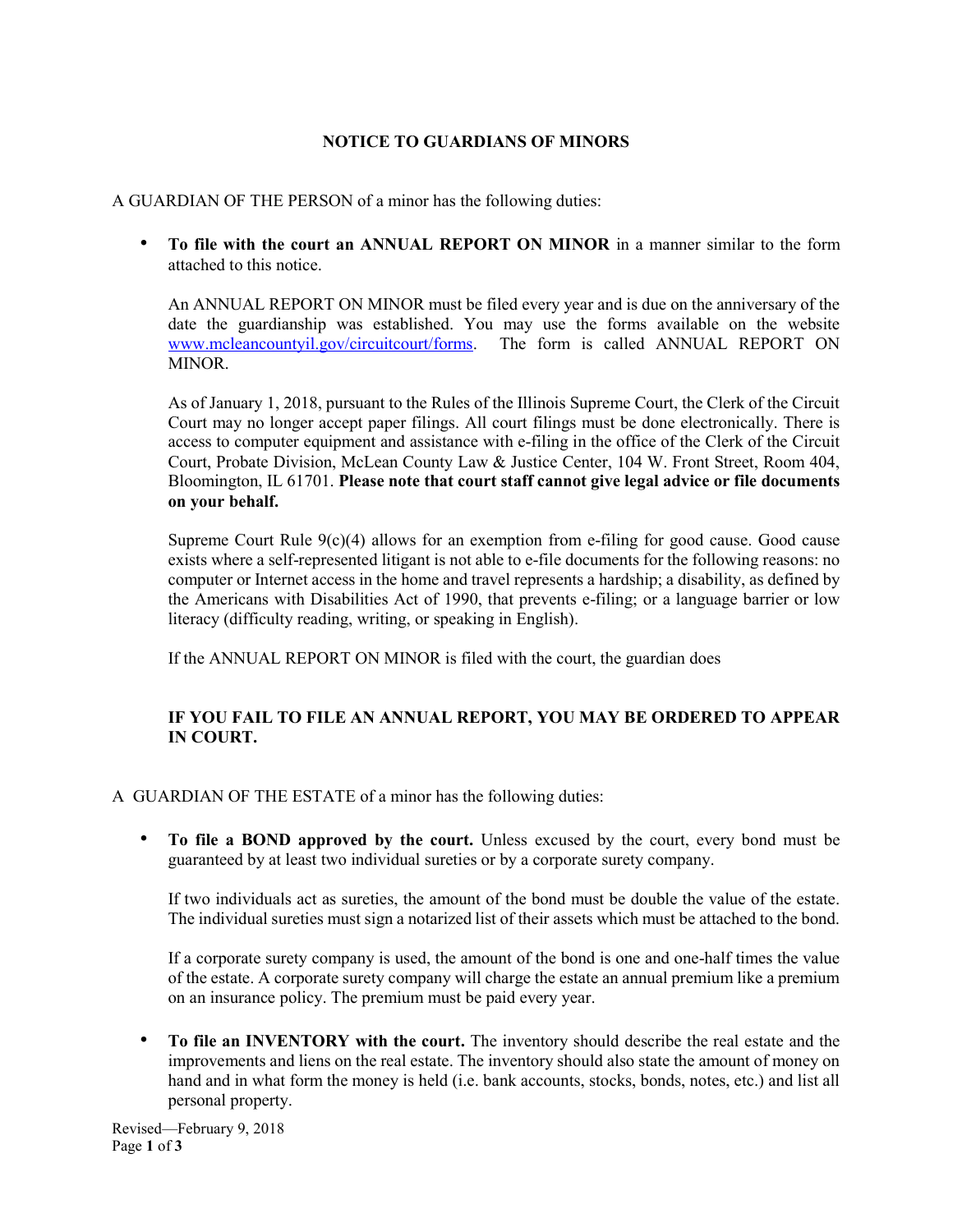# NOTICE TO GUARDIANS OF MINORS

A GUARDIAN OF THE PERSON of a minor has the following duties:

- **To file with the court an ANNUAL REPORT ON MINOR** in a manner similar to the form attached to this notice.

  An ANNUAL REPORT ON MINOR must be filed every year and is due on the anniversary of the date the guardianship was established. You may use the forms available on the website www.mcleancountyil.gov/circuitcourt/forms. The form is called ANNUAL REPORT ON MINOR.

  As of January 1, 2018, pursuant to the Rules of the Illinois Supreme Court, the Clerk of the Circuit Court may no longer accept paper filings. All court filings must be done electronically. There is access to computer equipment and assistance with e-filing in the office of the Clerk of the Circuit Court, Probate Division, McLean County Law & Justice Center, 104 W. Front Street, Room 404, Bloomington, IL 61701. **Please note that court staff cannot give legal advice or file documents on your behalf.**

  Supreme Court Rule 9(c)(4) allows for an exemption from e-filing for good cause. Good cause exists where a self-represented litigant is not able to e-file documents for the following reasons: no computer or Internet access in the home and travel represents a hardship; a disability, as defined by the Americans with Disabilities Act of 1990, that prevents e-filing; or a language barrier or low literacy (difficulty reading, writing, or speaking in English).

  If the ANNUAL REPORT ON MINOR is filed with the court, the guardian does

  **IF YOU FAIL TO FILE AN ANNUAL REPORT, YOU MAY BE ORDERED TO APPEAR IN COURT.**

A GUARDIAN OF THE ESTATE of a minor has the following duties:

- **To file a BOND approved by the court.** Unless excused by the court, every bond must be guaranteed by at least two individual sureties or by a corporate surety company.

  If two individuals act as sureties, the amount of the bond must be double the value of the estate. The individual sureties must sign a notarized list of their assets which must be attached to the bond.

  If a corporate surety company is used, the amount of the bond is one and one-half times the value of the estate. A corporate surety company will charge the estate an annual premium like a premium on an insurance policy. The premium must be paid every year.

- **To file an INVENTORY with the court.** The inventory should describe the real estate and the improvements and liens on the real estate. The inventory should also state the amount of money on hand and in what form the money is held (i.e. bank accounts, stocks, bonds, notes, etc.) and list all personal property.

Revised—February 9, 2018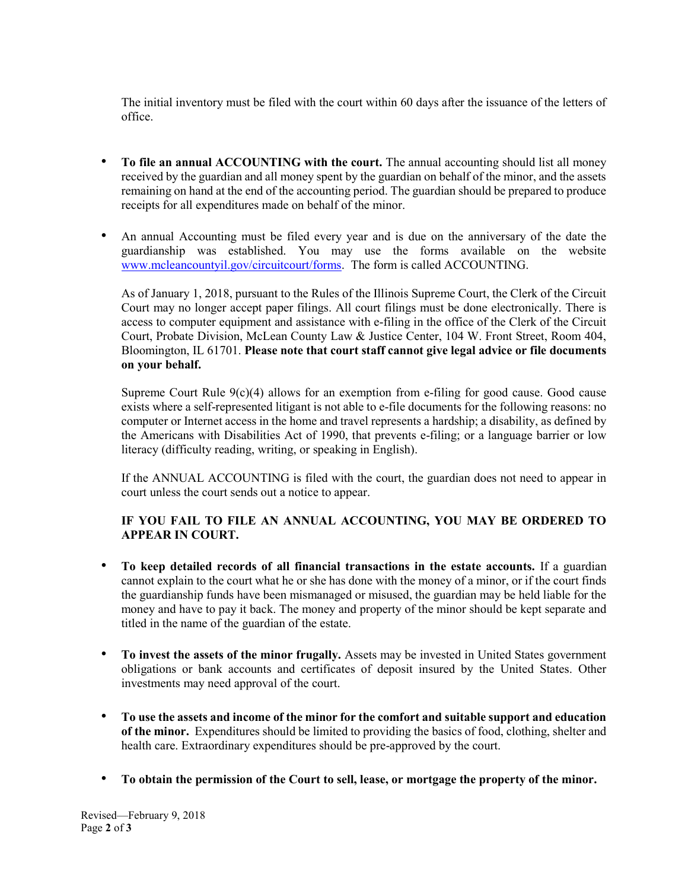The initial inventory must be filed with the court within 60 days after the issuance of the letters of office.

- **To file an annual ACCOUNTING with the court.** The annual accounting should list all money received by the guardian and all money spent by the guardian on behalf of the minor, and the assets remaining on hand at the end of the accounting period. The guardian should be prepared to produce receipts for all expenditures made on behalf of the minor.

- An annual Accounting must be filed every year and is due on the anniversary of the date the guardianship was established. You may use the forms available on the website www.mcleancountyil.gov/circuitcourt/forms. The form is called ACCOUNTING.

  As of January 1, 2018, pursuant to the Rules of the Illinois Supreme Court, the Clerk of the Circuit Court may no longer accept paper filings. All court filings must be done electronically. There is access to computer equipment and assistance with e-filing in the office of the Clerk of the Circuit Court, Probate Division, McLean County Law & Justice Center, 104 W. Front Street, Room 404, Bloomington, IL 61701. **Please note that court staff cannot give legal advice or file documents on your behalf.**

  Supreme Court Rule 9(c)(4) allows for an exemption from e-filing for good cause. Good cause exists where a self-represented litigant is not able to e-file documents for the following reasons: no computer or Internet access in the home and travel represents a hardship; a disability, as defined by the Americans with Disabilities Act of 1990, that prevents e-filing; or a language barrier or low literacy (difficulty reading, writing, or speaking in English).

  If the ANNUAL ACCOUNTING is filed with the court, the guardian does not need to appear in court unless the court sends out a notice to appear.

  **IF YOU FAIL TO FILE AN ANNUAL ACCOUNTING, YOU MAY BE ORDERED TO APPEAR IN COURT.**

- **To keep detailed records of all financial transactions in the estate accounts.** If a guardian cannot explain to the court what he or she has done with the money of a minor, or if the court finds the guardianship funds have been mismanaged or misused, the guardian may be held liable for the money and have to pay it back. The money and property of the minor should be kept separate and titled in the name of the guardian of the estate.

- **To invest the assets of the minor frugally.** Assets may be invested in United States government obligations or bank accounts and certificates of deposit insured by the United States. Other investments may need approval of the court.

- **To use the assets and income of the minor for the comfort and suitable support and education of the minor.** Expenditures should be limited to providing the basics of food, clothing, shelter and health care. Extraordinary expenditures should be pre-approved by the court.

- **To obtain the permission of the Court to sell, lease, or mortgage the property of the minor.**

Revised—February 9, 2018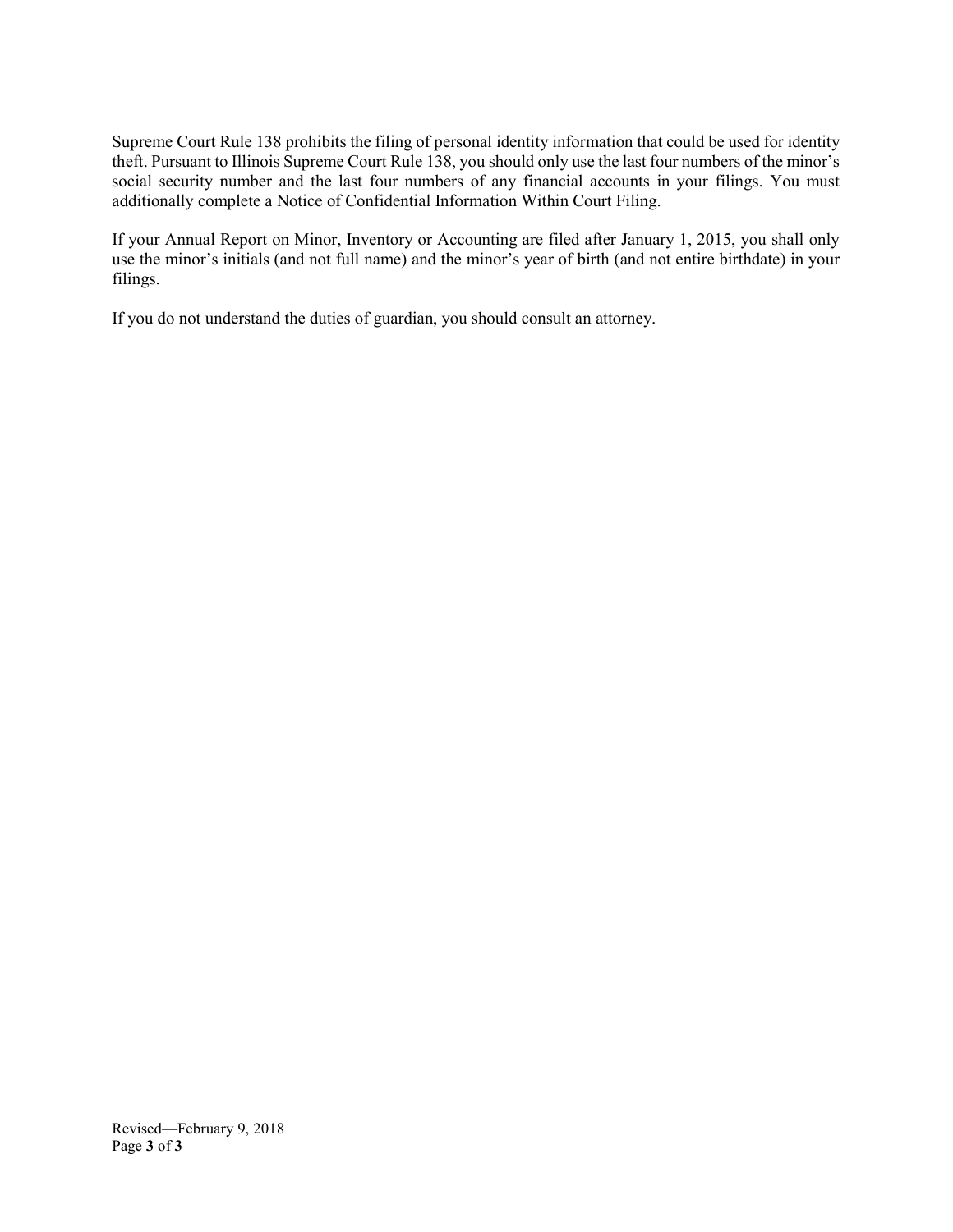Supreme Court Rule 138 prohibits the filing of personal identity information that could be used for identity theft. Pursuant to Illinois Supreme Court Rule 138, you should only use the last four numbers of the minor's social security number and the last four numbers of any financial accounts in your filings. You must additionally complete a Notice of Confidential Information Within Court Filing.

If your Annual Report on Minor, Inventory or Accounting are filed after January 1, 2015, you shall only use the minor's initials (and not full name) and the minor's year of birth (and not entire birthdate) in your filings.

If you do not understand the duties of guardian, you should consult an attorney.

Revised—February 9, 2018